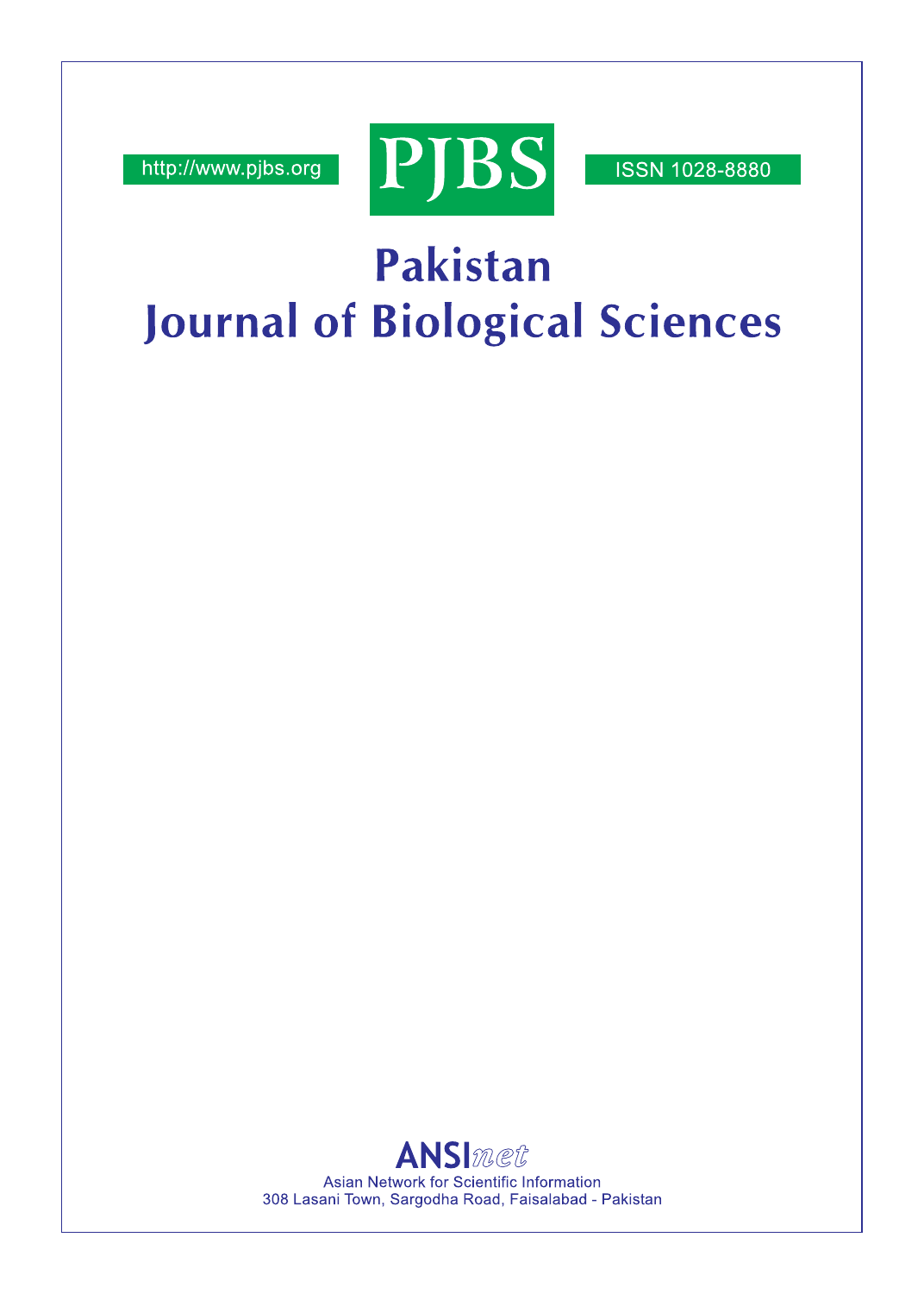http://www.pjbs.org

PJBS

ISSN 1028-8880

# Pakistan Journal of Biological Sciences

ANSInet

Asian Network for Scientific Information

308 Lasani Town, Sargodha Road, Faisalabad - Pakistan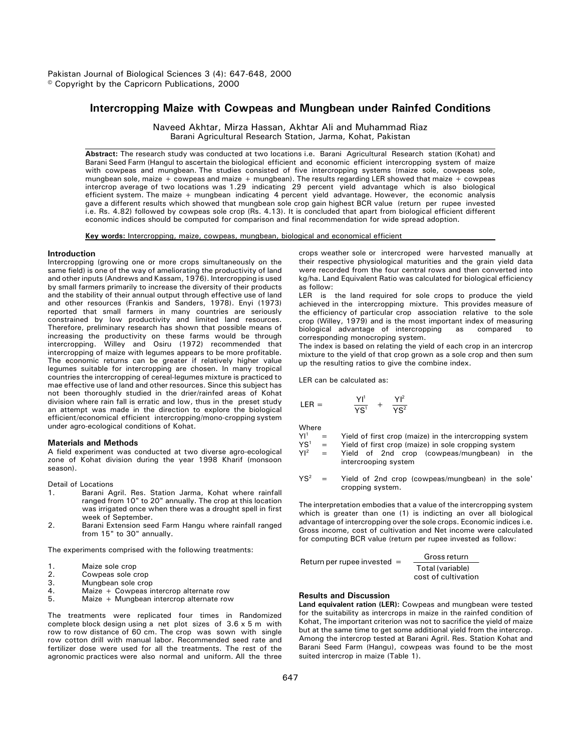Pakistan Journal of Biological Sciences 3 (4): 647-648, 2000
© Copyright by the Capricorn Publications, 2000

# Intercropping Maize with Cowpeas and Mungbean under Rainfed Conditions

Naveed Akhtar, Mirza Hassan, Akhtar Ali and Muhammad Riaz
Barani Agricultural Research Station, Jarma, Kohat, Pakistan

**Abstract:** The research study was conducted at two locations i.e. Barani Agricultural Research station (Kohat) and Barani Seed Farm (Hangul to ascertain the biological efficient and economic efficient intercropping system of maize with cowpeas and mungbean. The studies consisted of five intercropping systems (maize sole, cowpeas sole, mungbean sole, maize + cowpeas and maize + mungbean). The results regarding LER showed that maize + cowpeas intercrop average of two locations was 1.29 indicating 29 percent yield advantage which is also biological efficient system. The maize + mungbean indicating 4 percent yield advantage. However, the economic analysis gave a different results which showed that mungbean sole crop gain highest BCR value (return per rupee invested i.e. Rs. 4.82) followed by cowpeas sole crop (Rs. 4.13). It is concluded that apart from biological efficient different economic indices should be computed for comparison and final recommendation for wide spread adoption.

**Key words:** Intercropping, maize, cowpeas, mungbean, biological and economical efficient

## Introduction

Intercropping (growing one or more crops simultaneously on the same field) is one of the way of ameliorating the productivity of land and other inputs (Andrews and Kassam, 1976). Intercropping is used by small farmers primarily to increase the diversity of their products and the stability of their annual output through effective use of land and other resources (Frankis and Sanders, 1978). Enyi (1973) reported that small farmers in many countries are seriously constrained by low productivity and limited land resources. Therefore, preliminary research has shown that possible means of increasing the productivity on these farms would be through intercropping. Willey and Osiru (1972) recommended that intercropping of maize with legumes appears to be more profitable. The economic returns can be greater if relatively higher value legumes suitable for intercropping are chosen. In many tropical countries the intercropping of cereal-legumes mixture is practiced to mae effective use of land and other resources. Since this subject has not been thoroughly studied in the drier/rainfed areas of Kohat division where rain fall is erratic and low, thus in the preset study an attempt was made in the direction to explore the biological efficient/economical efficient intercropping/mono-cropping system under agro-ecological conditions of Kohat.

## Materials and Methods

A field experiment was conducted at two diverse agro-ecological zone of Kohat division during the year 1998 Kharif (monsoon season).

Detail of Locations

1. Barani Agril. Res. Station Jarma, Kohat where rainfall ranged from 10" to 20" annually. The crop at this location was irrigated once when there was a drought spell in first week of September.
2. Barani Extension seed Farm Hangu where rainfall ranged from 15" to 30" annually.

The experiments comprised with the following treatments:

1. Maize sole crop
2. Cowpeas sole crop
3. Mungbean sole crop
4. Maize + Cowpeas intercrop alternate row
5. Maize + Mungbean intercrop alternate row

The treatments were replicated four times in Randomized complete block design using a net plot sizes of 3.6 x 5 m with row to row distance of 60 cm. The crop was sown with single row cotton drill with manual labor. Recommended seed rate and fertilizer dose were used for all the treatments. The rest of the agronomic practices were also normal and uniform. All the three crops weather sole or intercroped were harvested manually at their respective physiological maturities and the grain yield data were recorded from the four central rows and then converted into kg/ha. Land Equivalent Ratio was calculated for biological efficiency as follow:

LER is the land required for sole crops to produce the yield achieved in the intercropping mixture. This provides measure of the efficiency of particular crop association relative to the sole crop (Willey, 1979) and is the most important index of measuring biological advantage of intercropping as compared to corresponding monocroping system.

The index is based on relating the yield of each crop in an intercrop mixture to the yield of that crop grown as a sole crop and then sum up the resulting ratios to give the combine index.

LER can be calculated as:

$$\text{LER} = \frac{YI^1}{YS^1} + \frac{YI^2}{YS^2}$$

Where

$YI^1$ = Yield of first crop (maize) in the intercropping system
$YS^1$ = Yield of first crop (maize) in sole cropping system
$YI^2$ = Yield of 2nd crop (cowpeas/mungbean) in the intercrooping system
$YS^2$ = Yield of 2nd crop (cowpeas/mungbean) in the sole' cropping system.

The interpretation embodies that a value of the intercropping system which is greater than one (1) is indicting an over all biological advantage of intercropping over the sole crops. Economic indices i.e. Gross income, cost of cultivation and Net income were calculated for computing BCR value (return per rupee invested as follow:

$$\text{Return per rupee invested} = \frac{\text{Gross return}}{\text{Total (variable) cost of cultivation}}$$

## Results and Discussion

**Land equivalent ration (LER):** Cowpeas and mungbean were tested for the suitability as intercrops in maize in the rainfed condition of Kohat, The important criterion was not to sacrifice the yield of maize but at the same time to get some additional yield from the intercrop. Among the intercrop tested at Barani Agril. Res. Station Kohat and Barani Seed Farm (Hangu), cowpeas was found to be the most suited intercrop in maize (Table 1).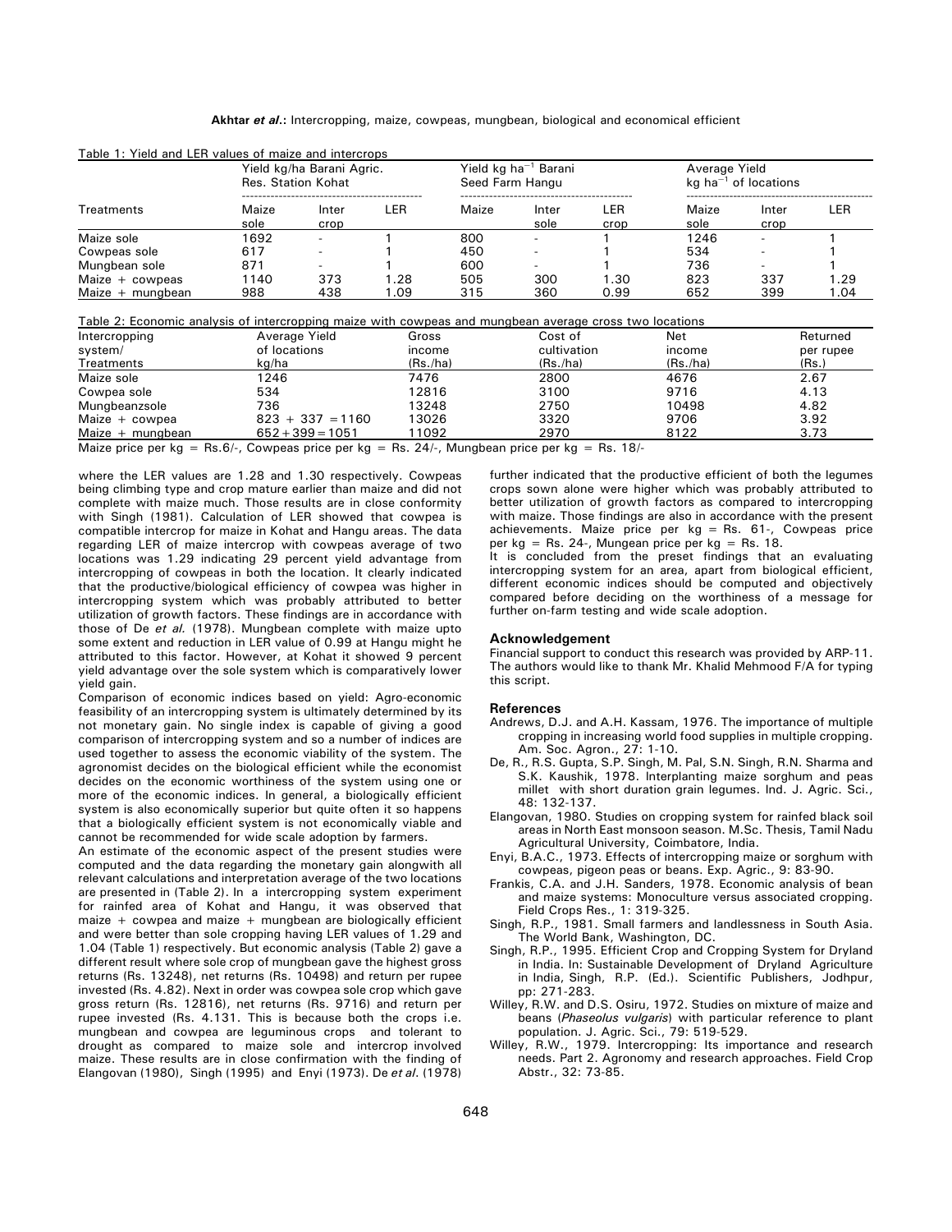Table 1: Yield and LER values of maize and intercrops

| Treatments | Yield kg/ha Barani Agric. Res. Station Kohat | | | Yield kg $ha^{-1}$ Barani Seed Farm Hangu | | | Average Yield kg $ha^{-1}$ of locations | | |
|---|---|---|---|---|---|---|---|---|---|
| | Maize sole | Inter crop | LER | Maize | Inter sole | LER crop | Maize sole | Inter crop | LER |
| Maize sole | 1692 | - | 1 | 800 | - | 1 | 1246 | - | 1 |
| Cowpeas sole | 617 | - | 1 | 450 | - | 1 | 534 | - | 1 |
| Mungbean sole | 871 | - | 1 | 600 | - | 1 | 736 | - | 1 |
| Maize + cowpeas | 1140 | 373 | 1.28 | 505 | 300 | 1.30 | 823 | 337 | 1.29 |
| Maize + mungbean | 988 | 438 | 1.09 | 315 | 360 | 0.99 | 652 | 399 | 1.04 |

Table 2: Economic analysis of intercropping maize with cowpeas and mungbean average cross two locations

| Intercropping system/ Treatments | Average Yield of locations kg/ha | Gross income (Rs./ha) | Cost of cultivation (Rs./ha) | Net income (Rs./ha) | Returned per rupee (Rs.) |
|---|---|---|---|---|---|
| Maize sole | 1246 | 7476 | 2800 | 4676 | 2.67 |
| Cowpea sole | 534 | 12816 | 3100 | 9716 | 4.13 |
| Mungbeanzsole | 736 | 13248 | 2750 | 10498 | 4.82 |
| Maize + cowpea | 823 + 337 = 1160 | 13026 | 3320 | 9706 | 3.92 |
| Maize + mungbean | 652 + 399 = 1051 | 11092 | 2970 | 8122 | 3.73 |

Maize price per kg = Rs.6/-, Cowpeas price per kg = Rs. 24/-, Mungbean price per kg = Rs. 18/-

where the LER values are 1.28 and 1.30 respectively. Cowpeas being climbing type and crop mature earlier than maize and did not complete with maize much. Those results are in close conformity with Singh (1981). Calculation of LER showed that cowpea is compatible intercrop for maize in Kohat and Hangu areas. The data regarding LER of maize intercrop with cowpeas average of two locations was 1.29 indicating 29 percent yield advantage from intercropping of cowpeas in both the location. It clearly indicated that the productive/biological efficiency of cowpea was higher in intercropping system which was probably attributed to better utilization of growth factors. These findings are in accordance with those of De *et al.* (1978). Mungbean complete with maize upto some extent and reduction in LER value of 0.99 at Hangu might he attributed to this factor. However, at Kohat it showed 9 percent yield advantage over the sole system which is comparatively lower yield gain.

Comparison of economic indices based on yield: Agro-economic feasibility of an intercropping system is ultimately determined by its not monetary gain. No single index is capable of giving a good comparison of intercropping system and so a number of indices are used together to assess the economic viability of the system. The agronomist decides on the biological efficient while the economist decides on the economic worthiness of the system using one or more of the economic indices. In general, a biologically efficient system is also economically superior but quite often it so happens that a biologically efficient system is not economically viable and cannot be recommended for wide scale adoption by farmers.

An estimate of the economic aspect of the present studies were computed and the data regarding the monetary gain alongwith all relevant calculations and interpretation average of the two locations are presented in (Table 2). In a intercropping system experiment for rainfed area of Kohat and Hangu, it was observed that maize + cowpea and maize + mungbean are biologically efficient and were better than sole cropping having LER values of 1.29 and 1.04 (Table 1) respectively. But economic analysis (Table 2) gave a different result where sole crop of mungbean gave the highest gross returns (Rs. 13248), net returns (Rs. 10498) and return per rupee invested (Rs. 4.82). Next in order was cowpea sole crop which gave gross return (Rs. 12816), net returns (Rs. 9716) and return per rupee invested (Rs. 4.131. This is because both the crops i.e. mungbean and cowpea are leguminous crops and tolerant to drought as compared to maize sole and intercrop involved maize. These results are in close confirmation with the finding of Elangovan (1980), Singh (1995) and Enyi (1973). De *et al.* (1978) further indicated that the productive efficient of both the legumes crops sown alone were higher which was probably attributed to better utilization of growth factors as compared to intercropping with maize. Those findings are also in accordance with the present achievements. Maize price per kg = Rs. 61-, Cowpeas price per kg = Rs. 24-, Mungean price per kg = Rs. 18.

It is concluded from the preset findings that an evaluating intercropping system for an area, apart from biological efficient, different economic indices should be computed and objectively compared before deciding on the worthiness of a message for further on-farm testing and wide scale adoption.

## Acknowledgement

Financial support to conduct this research was provided by ARP-11. The authors would like to thank Mr. Khalid Mehmood F/A for typing this script.

## References

- Andrews, D.J. and A.H. Kassam, 1976. The importance of multiple cropping in increasing world food supplies in multiple cropping. Am. Soc. Agron., 27: 1-10.
- De, R., R.S. Gupta, S.P. Singh, M. Pal, S.N. Singh, R.N. Sharma and S.K. Kaushik, 1978. Interplanting maize sorghum and peas millet with short duration grain legumes. Ind. J. Agric. Sci., 48: 132-137.
- Elangovan, 1980. Studies on cropping system for rainfed black soil areas in North East monsoon season. M.Sc. Thesis, Tamil Nadu Agricultural University, Coimbatore, India.
- Enyi, B.A.C., 1973. Effects of intercropping maize or sorghum with cowpeas, pigeon peas or beans. Exp. Agric., 9: 83-90.
- Frankis, C.A. and J.H. Sanders, 1978. Economic analysis of bean and maize systems: Monoculture versus associated cropping. Field Crops Res., 1: 319-325.
- Singh, R.P., 1981. Small farmers and landlessness in South Asia. The World Bank, Washington, DC.
- Singh, R.P., 1995. Efficient Crop and Cropping System for Dryland in India. In: Sustainable Development of Dryland Agriculture in India, Singh, R.P. (Ed.). Scientific Publishers, Jodhpur, pp: 271-283.
- Willey, R.W. and D.S. Osiru, 1972. Studies on mixture of maize and beans (*Phaseolus vulgaris*) with particular reference to plant population. J. Agric. Sci., 79: 519-529.
- Willey, R.W., 1979. Intercropping: Its importance and research needs. Part 2. Agronomy and research approaches. Field Crop Abstr., 32: 73-85.